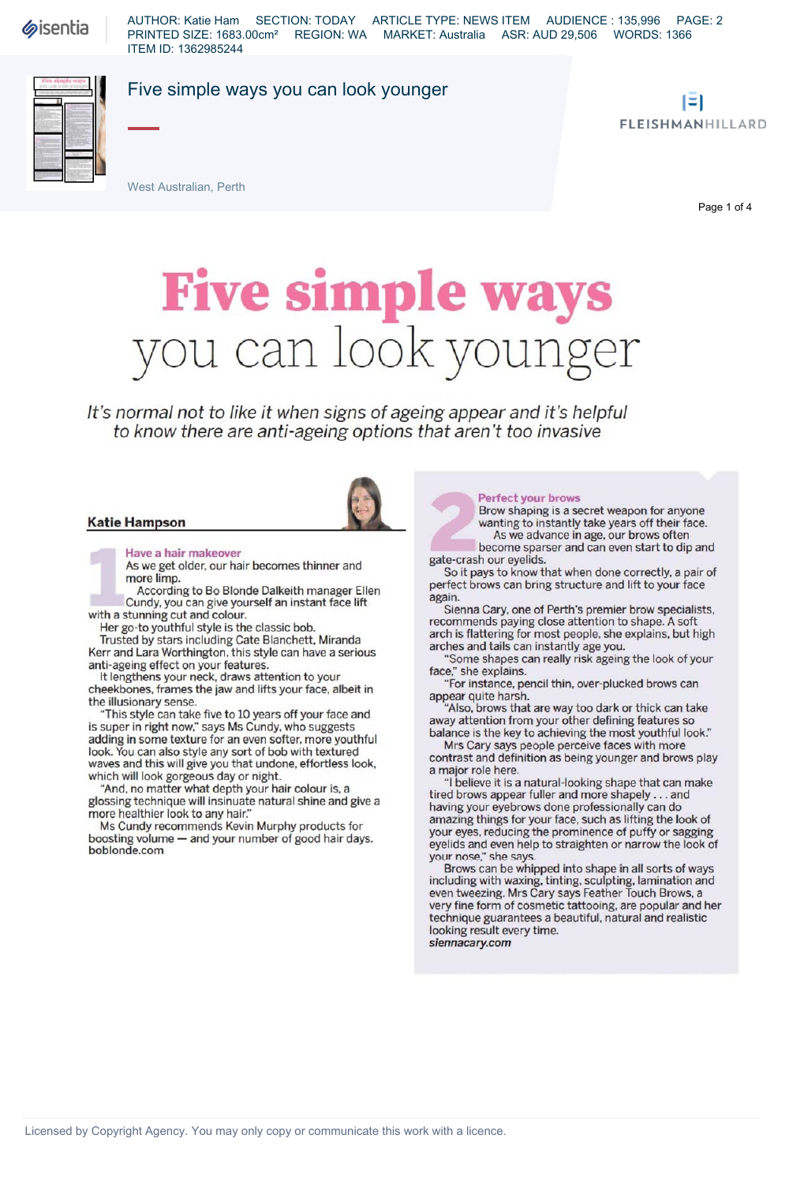# Five simple ways you can look younger

*It's normal not to like it when signs of ageing appear and it's helpful to know there are anti-ageing options that aren't too invasive*

**Katie Hampson**

## 1 Have a hair makeover

As we get older, our hair becomes thinner and more limp.

According to Bo Blonde Dalkeith manager Ellen Cundy, you can give yourself an instant face lift with a stunning cut and colour.

Her go-to youthful style is the classic bob.

Trusted by stars including Cate Blanchett, Miranda Kerr and Lara Worthington, this style can have a serious anti-ageing effect on your features.

It lengthens your neck, draws attention to your cheekbones, frames the jaw and lifts your face, albeit in the illusionary sense.

"This style can take five to 10 years off your face and is super in right now," says Ms Cundy, who suggests adding in some texture for an even softer, more youthful look. You can also style any sort of bob with textured waves and this will give you that undone, effortless look, which will look gorgeous day or night.

"And, no matter what depth your hair colour is, a glossing technique will insinuate natural shine and give a more healthier look to any hair."

Ms Cundy recommends Kevin Murphy products for boosting volume — and your number of good hair days.

boblonde.com

## 2 Perfect your brows

Brow shaping is a secret weapon for anyone wanting to instantly take years off their face.

As we advance in age, our brows often become sparser and can even start to dip and gate-crash our eyelids.

So it pays to know that when done correctly, a pair of perfect brows can bring structure and lift to your face again.

Sienna Cary, one of Perth's premier brow specialists, recommends paying close attention to shape. A soft arch is flattering for most people, she explains, but high arches and tails can instantly age you.

"Some shapes can really risk ageing the look of your face," she explains.

"For instance, pencil thin, over-plucked brows can appear quite harsh.

"Also, brows that are way too dark or thick can take away attention from your other defining features so balance is the key to achieving the most youthful look."

Mrs Cary says people perceive faces with more contrast and definition as being younger and brows play a major role here.

"I believe it is a natural-looking shape that can make tired brows appear fuller and more shapely . . . and having your eyebrows done professionally can do amazing things for your face, such as lifting the look of your eyes, reducing the prominence of puffy or sagging eyelids and even help to straighten or narrow the look of your nose," she says.

Brows can be whipped into shape in all sorts of ways including with waxing, tinting, sculpting, lamination and even tweezing. Mrs Cary says Feather Touch Brows, a very fine form of cosmetic tattooing, are popular and her technique guarantees a beautiful, natural and realistic looking result every time.

*siennacary.com*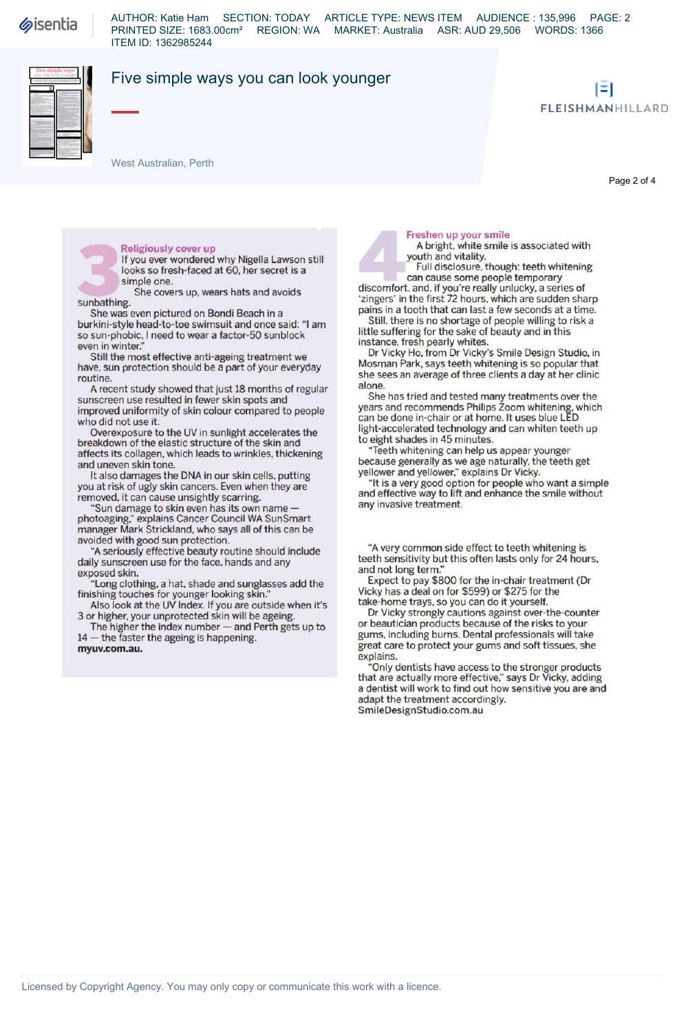## 3 Religiously cover up

If you ever wondered why Nigella Lawson still looks so fresh-faced at 60, her secret is a simple one.

She covers up, wears hats and avoids sunbathing.

She was even pictured on Bondi Beach in a burkini-style head-to-toe swimsuit and once said: "I am so sun-phobic, I need to wear a factor-50 sunblock even in winter."

Still the most effective anti-ageing treatment we have, sun protection should be a part of your everyday routine.

A recent study showed that just 18 months of regular sunscreen use resulted in fewer skin spots and improved uniformity of skin colour compared to people who did not use it.

Overexposure to the UV in sunlight accelerates the breakdown of the elastic structure of the skin and affects its collagen, which leads to wrinkles, thickening and uneven skin tone.

It also damages the DNA in our skin cells, putting you at risk of ugly skin cancers. Even when they are removed, it can cause unsightly scarring.

"Sun damage to skin even has its own name — photoaging," explains Cancer Council WA SunSmart manager Mark Strickland, who says all of this can be avoided with good sun protection.

"A seriously effective beauty routine should include daily sunscreen use for the face, hands and any exposed skin.

"Long clothing, a hat, shade and sunglasses add the finishing touches for younger looking skin."

Also look at the UV Index. If you are outside when it's 3 or higher, your unprotected skin will be ageing.

The higher the index number — and Perth gets up to 14 — the faster the ageing is happening.

**myuv.com.au.**

## 4 Freshen up your smile

A bright, white smile is associated with youth and vitality.

Full disclosure, though: teeth whitening can cause some people temporary discomfort, and, if you're really unlucky, a series of 'zingers' in the first 72 hours, which are sudden sharp pains in a tooth that can last a few seconds at a time.

Still, there is no shortage of people willing to risk a little suffering for the sake of beauty and in this instance, fresh pearly whites.

Dr Vicky Ho, from Dr Vicky's Smile Design Studio, in Mosman Park, says teeth whitening is so popular that she sees an average of three clients a day at her clinic alone.

She has tried and tested many treatments over the years and recommends Philips Zoom whitening, which can be done in-chair or at home. It uses blue LED light-accelerated technology and can whiten teeth up to eight shades in 45 minutes.

"Teeth whitening can help us appear younger because generally as we age naturally, the teeth get yellower and yellower," explains Dr Vicky.

"It is a very good option for people who want a simple and effective way to lift and enhance the smile without any invasive treatment.

"A very common side effect to teeth whitening is teeth sensitivity but this often lasts only for 24 hours, and not long term."

Expect to pay $800 for the in-chair treatment (Dr Vicky has a deal on for $599) or $275 for the take-home trays, so you can do it yourself.

Dr Vicky strongly cautions against over-the-counter or beautician products because of the risks to your gums, including burns. Dental professionals will take great care to protect your gums and soft tissues, she explains.

"Only dentists have access to the stronger products that are actually more effective," says Dr Vicky, adding a dentist will work to find out how sensitive you are and adapt the treatment accordingly.

SmileDesignStudio.com.au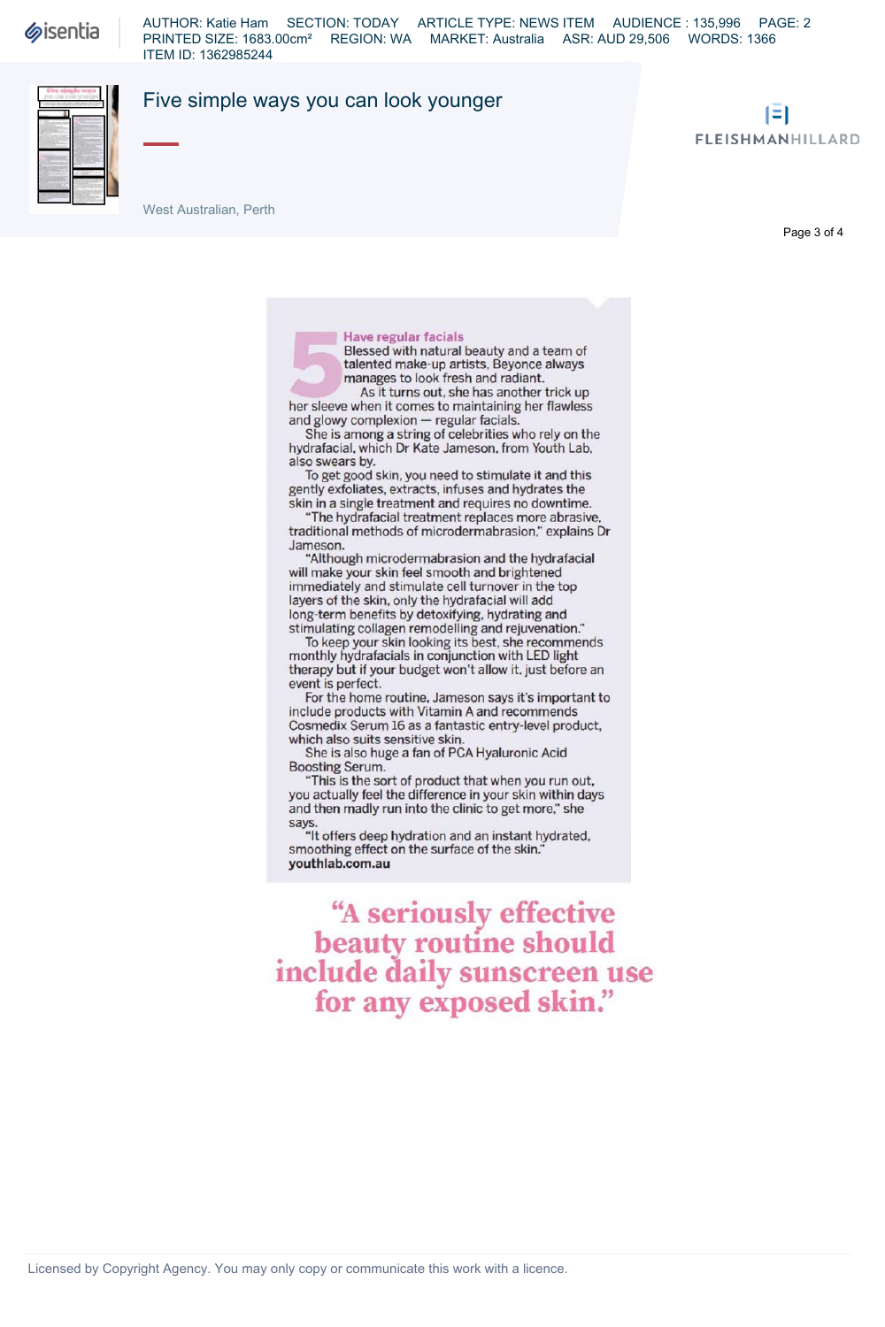## 5 Have regular facials

Blessed with natural beauty and a team of talented make-up artists, Beyonce always manages to look fresh and radiant.

As it turns out, she has another trick up her sleeve when it comes to maintaining her flawless and glowy complexion — regular facials.

She is among a string of celebrities who rely on the hydrafacial, which Dr Kate Jameson, from Youth Lab, also swears by.

To get good skin, you need to stimulate it and this gently exfoliates, extracts, infuses and hydrates the skin in a single treatment and requires no downtime.

"The hydrafacial treatment replaces more abrasive, traditional methods of microdermabrasion," explains Dr Jameson.

"Although microdermabrasion and the hydrafacial will make your skin feel smooth and brightened immediately and stimulate cell turnover in the top layers of the skin, only the hydrafacial will add long-term benefits by detoxifying, hydrating and stimulating collagen remodelling and rejuvenation."

To keep your skin looking its best, she recommends monthly hydrafacials in conjunction with LED light therapy but if your budget won't allow it, just before an event is perfect.

For the home routine, Jameson says it's important to include products with Vitamin A and recommends Cosmedix Serum 16 as a fantastic entry-level product, which also suits sensitive skin.

She is also huge a fan of PCA Hyaluronic Acid Boosting Serum.

"This is the sort of product that when you run out, you actually feel the difference in your skin within days and then madly run into the clinic to get more," she says.

"It offers deep hydration and an instant hydrated, smoothing effect on the surface of the skin."

**youthlab.com.au**

> "A seriously effective beauty routine should include daily sunscreen use for any exposed skin."